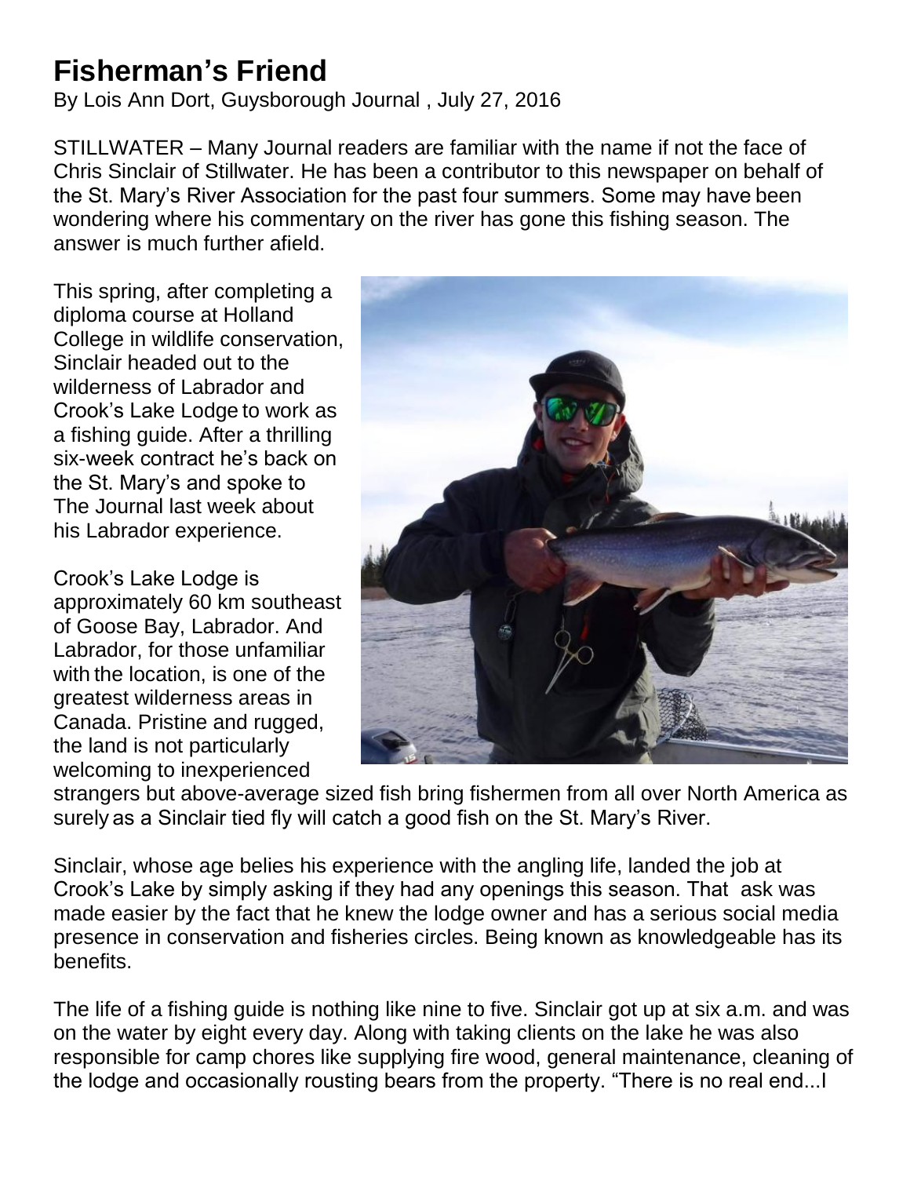# Fisherman's Friend

By Lois Ann Dort, Guysborough Journal , July 27, 2016

STILLWATER – Many Journal readers are familiar with the name if not the face of Chris Sinclair of Stillwater. He has been a contributor to this newspaper on behalf of the St. Mary's River Association for the past four summers. Some may have been wondering where his commentary on the river has gone this fishing season. The answer is much further afield.

This spring, after completing a diploma course at Holland College in wildlife conservation, Sinclair headed out to the wilderness of Labrador and Crook's Lake Lodge to work as a fishing guide. After a thrilling six-week contract he's back on the St. Mary's and spoke to The Journal last week about his Labrador experience.

Crook's Lake Lodge is approximately 60 km southeast of Goose Bay, Labrador. And Labrador, for those unfamiliar with the location, is one of the greatest wilderness areas in Canada. Pristine and rugged, the land is not particularly welcoming to inexperienced strangers but above-average sized fish bring fishermen from all over North America as surely as a Sinclair tied fly will catch a good fish on the St. Mary's River.

Sinclair, whose age belies his experience with the angling life, landed the job at Crook's Lake by simply asking if they had any openings this season. That ask was made easier by the fact that he knew the lodge owner and has a serious social media presence in conservation and fisheries circles. Being known as knowledgeable has its benefits.

The life of a fishing guide is nothing like nine to five. Sinclair got up at six a.m. and was on the water by eight every day. Along with taking clients on the lake he was also responsible for camp chores like supplying fire wood, general maintenance, cleaning of the lodge and occasionally rousting bears from the property. "There is no real end...I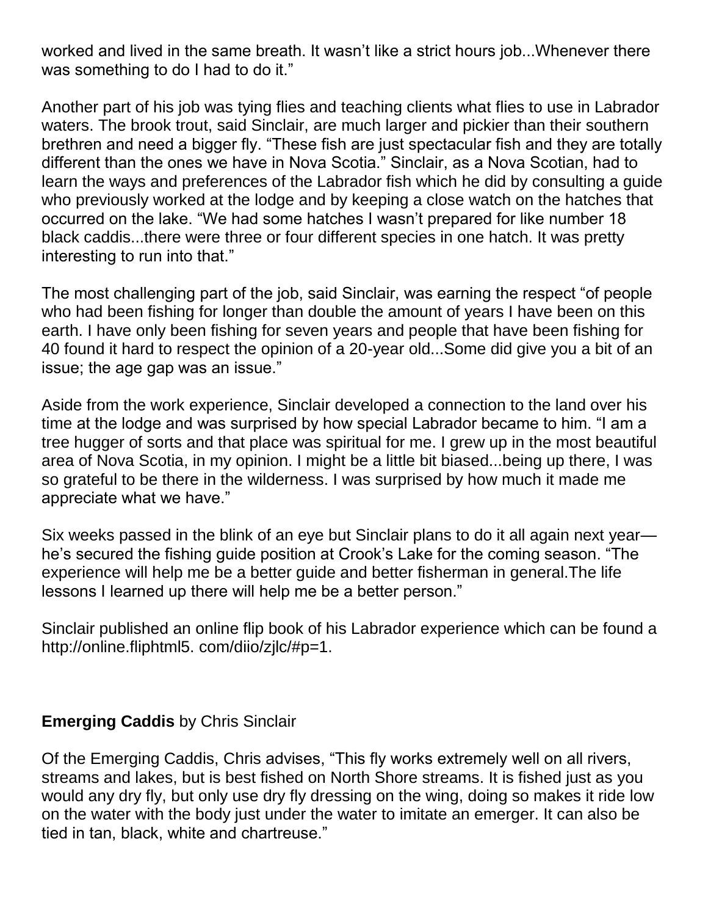worked and lived in the same breath. It wasn't like a strict hours job...Whenever there was something to do I had to do it."

Another part of his job was tying flies and teaching clients what flies to use in Labrador waters. The brook trout, said Sinclair, are much larger and pickier than their southern brethren and need a bigger fly. "These fish are just spectacular fish and they are totally different than the ones we have in Nova Scotia." Sinclair, as a Nova Scotian, had to learn the ways and preferences of the Labrador fish which he did by consulting a guide who previously worked at the lodge and by keeping a close watch on the hatches that occurred on the lake. "We had some hatches I wasn't prepared for like number 18 black caddis...there were three or four different species in one hatch. It was pretty interesting to run into that."

The most challenging part of the job, said Sinclair, was earning the respect "of people who had been fishing for longer than double the amount of years I have been on this earth. I have only been fishing for seven years and people that have been fishing for 40 found it hard to respect the opinion of a 20-year old...Some did give you a bit of an issue; the age gap was an issue."

Aside from the work experience, Sinclair developed a connection to the land over his time at the lodge and was surprised by how special Labrador became to him. "I am a tree hugger of sorts and that place was spiritual for me. I grew up in the most beautiful area of Nova Scotia, in my opinion. I might be a little bit biased...being up there, I was so grateful to be there in the wilderness. I was surprised by how much it made me appreciate what we have."

Six weeks passed in the blink of an eye but Sinclair plans to do it all again next year—he's secured the fishing guide position at Crook's Lake for the coming season. "The experience will help me be a better guide and better fisherman in general.The life lessons I learned up there will help me be a better person."

Sinclair published an online flip book of his Labrador experience which can be found a http://online.fliphtml5. com/diio/zjlc/#p=1.

**Emerging Caddis** by Chris Sinclair

Of the Emerging Caddis, Chris advises, "This fly works extremely well on all rivers, streams and lakes, but is best fished on North Shore streams. It is fished just as you would any dry fly, but only use dry fly dressing on the wing, doing so makes it ride low on the water with the body just under the water to imitate an emerger. It can also be tied in tan, black, white and chartreuse."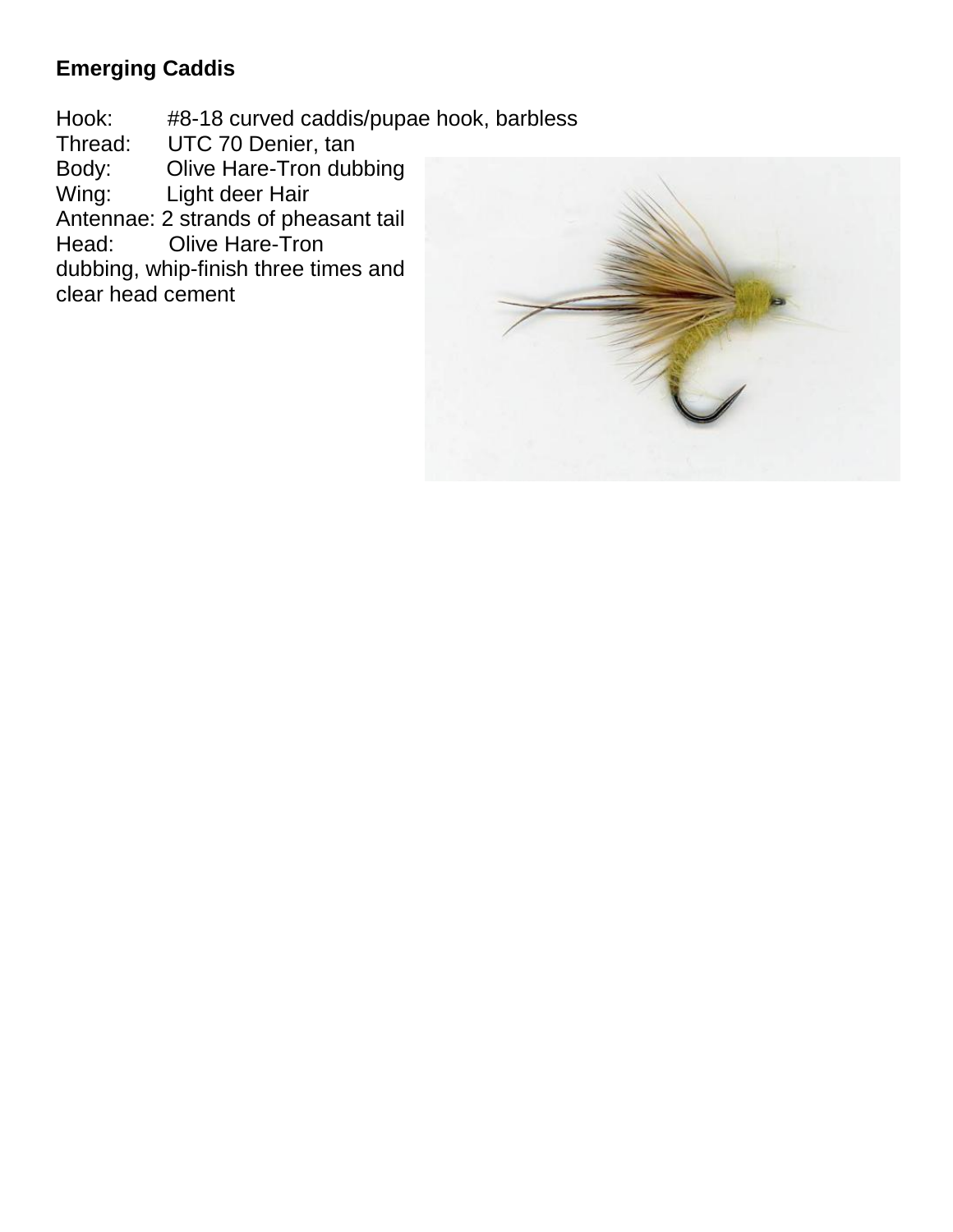**Emerging Caddis**

Hook: #8-18 curved caddis/pupae hook, barbless
Thread: UTC 70 Denier, tan
Body: Olive Hare-Tron dubbing
Wing: Light deer Hair
Antennae: 2 strands of pheasant tail
Head: Olive Hare-Tron dubbing, whip-finish three times and clear head cement